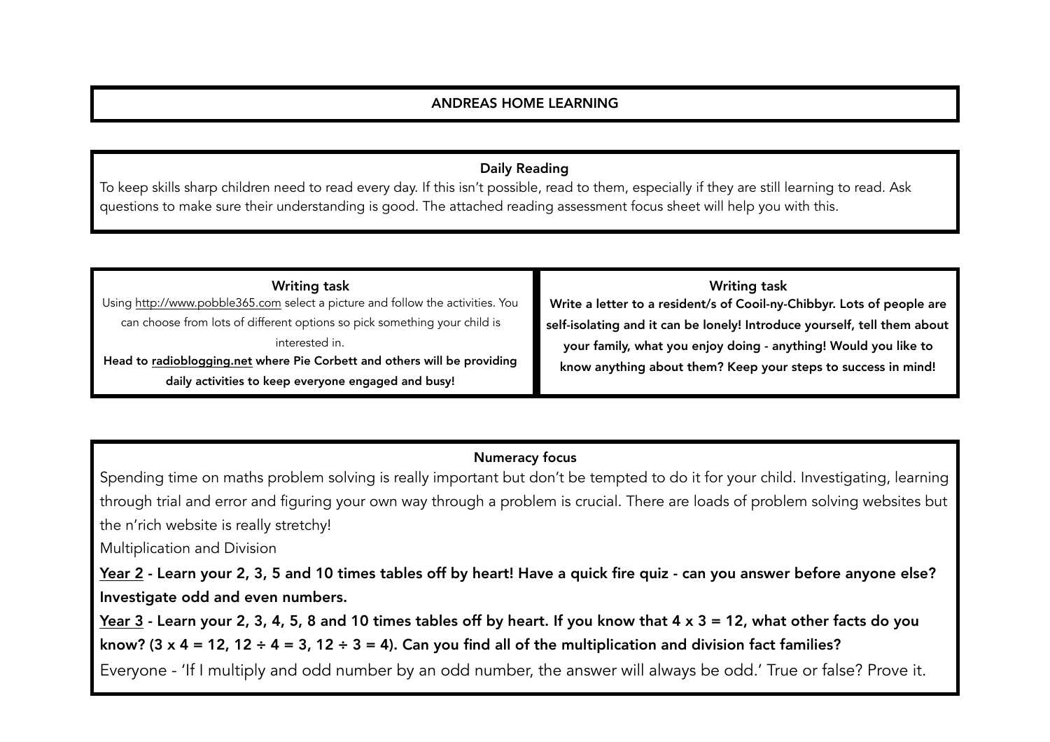# ANDREAS HOME LEARNING

## Daily Reading

To keep skills sharp children need to read every day. If this isn't possible, read to them, especially if they are still learning to read. Ask questions to make sure their understanding is good. The attached reading assessment focus sheet will help you with this.

## Writing task

Using http://www.pobble365.com select a picture and follow the activities. You can choose from lots of different options so pick something your child is interested in.

**Head to radioblogging.net where Pie Corbett and others will be providing daily activities to keep everyone engaged and busy!**

## Writing task

**Write a letter to a resident/s of Cooil-ny-Chibbyr. Lots of people are self-isolating and it can be lonely! Introduce yourself, tell them about your family, what you enjoy doing - anything! Would you like to know anything about them? Keep your steps to success in mind!**

## Numeracy focus

Spending time on maths problem solving is really important but don't be tempted to do it for your child. Investigating, learning through trial and error and figuring your own way through a problem is crucial. There are loads of problem solving websites but the n'rich website is really stretchy!

Multiplication and Division

**Year 2 - Learn your 2, 3, 5 and 10 times tables off by heart! Have a quick fire quiz - can you answer before anyone else? Investigate odd and even numbers.**

**Year 3 - Learn your 2, 3, 4, 5, 8 and 10 times tables off by heart. If you know that 4 x 3 = 12, what other facts do you know? (3 x 4 = 12, 12 ÷ 4 = 3, 12 ÷ 3 = 4). Can you find all of the multiplication and division fact families?**

Everyone - 'If I multiply and odd number by an odd number, the answer will always be odd.' True or false? Prove it.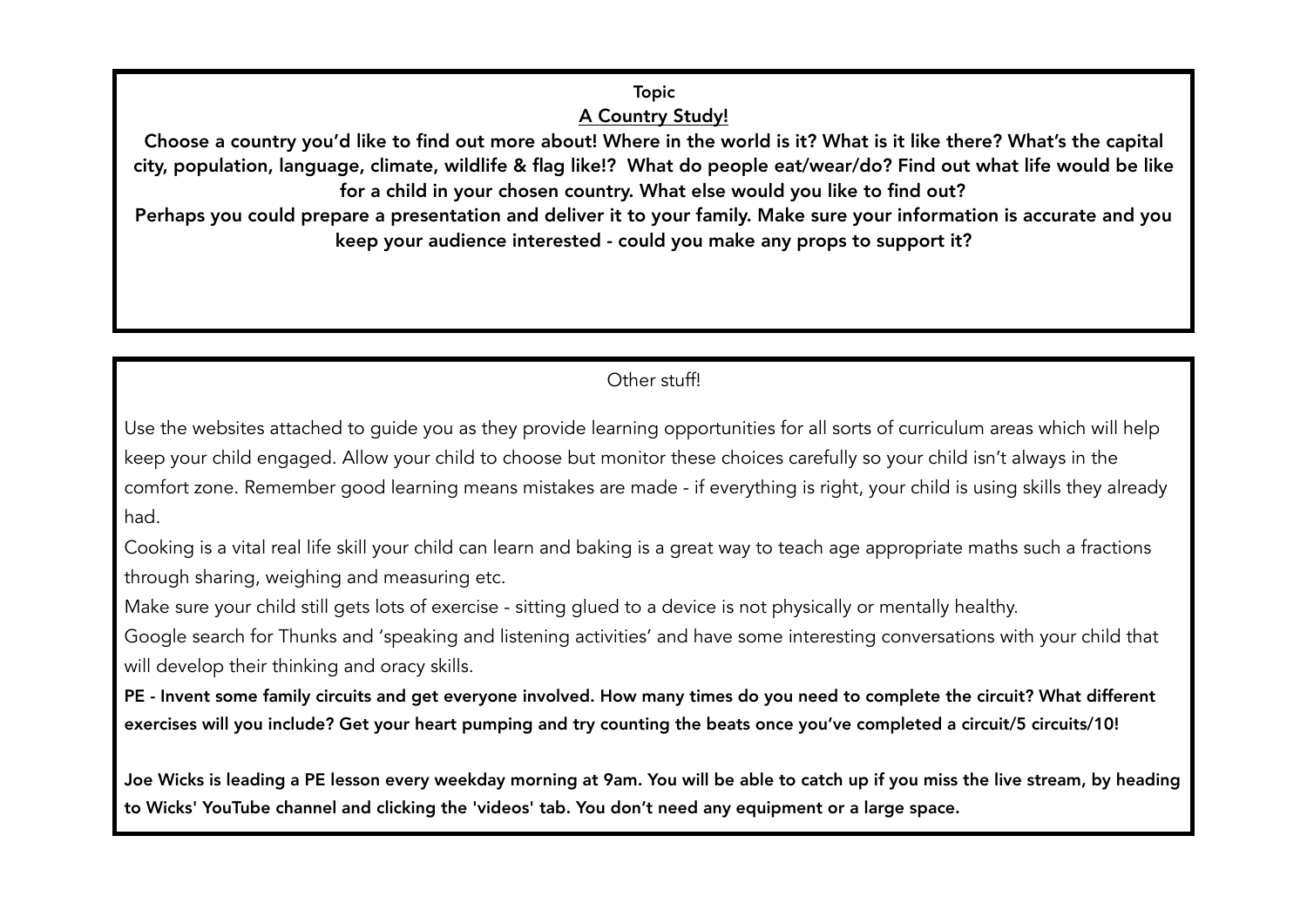**Topic**

**A Country Study!**

**Choose a country you'd like to find out more about! Where in the world is it? What is it like there? What's the capital city, population, language, climate, wildlife & flag like!? What do people eat/wear/do? Find out what life would be like for a child in your chosen country. What else would you like to find out?**

**Perhaps you could prepare a presentation and deliver it to your family. Make sure your information is accurate and you keep your audience interested - could you make any props to support it?**

Other stuff!

Use the websites attached to guide you as they provide learning opportunities for all sorts of curriculum areas which will help keep your child engaged. Allow your child to choose but monitor these choices carefully so your child isn't always in the comfort zone. Remember good learning means mistakes are made - if everything is right, your child is using skills they already had.

Cooking is a vital real life skill your child can learn and baking is a great way to teach age appropriate maths such a fractions through sharing, weighing and measuring etc.

Make sure your child still gets lots of exercise - sitting glued to a device is not physically or mentally healthy.

Google search for Thunks and 'speaking and listening activities' and have some interesting conversations with your child that will develop their thinking and oracy skills.

**PE - Invent some family circuits and get everyone involved. How many times do you need to complete the circuit? What different exercises will you include? Get your heart pumping and try counting the beats once you've completed a circuit/5 circuits/10!**

**Joe Wicks is leading a PE lesson every weekday morning at 9am. You will be able to catch up if you miss the live stream, by heading to Wicks' YouTube channel and clicking the 'videos' tab. You don't need any equipment or a large space.**